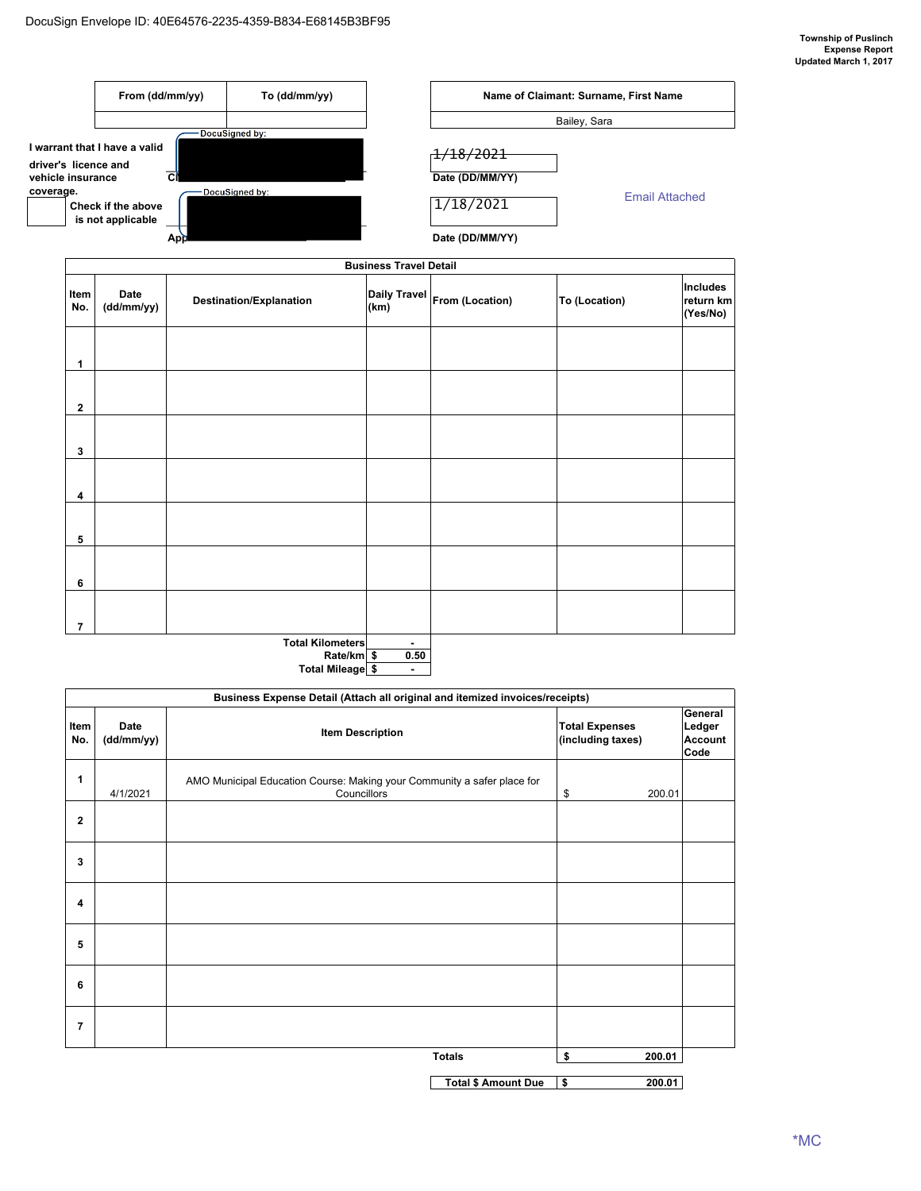DocuSign Envelope ID: 40E64576-2235-4359-B834-E68145B3BF95

**Township of Puslinch**
**Expense Report**
**Updated March 1, 2017**

| From (dd/mm/yy) | To (dd/mm/yy) |
|---|---|
| | |

| Name of Claimant: Surname, First Name |
|---|
| Bailey, Sara |

**I warrant that I have a valid driver's licence and vehicle insurance coverage.**

☐ **Check if the above is not applicable**

DocuSigned by:

Cl

1/18/2021

**Date (DD/MM/YY)**

DocuSigned by:

App

1/18/2021

**Date (DD/MM/YY)**

Email Attached

| **Business Travel Detail** | | | | | | |
|---|---|---|---|---|---|---|
| **Item No.** | **Date (dd/mm/yy)** | **Destination/Explanation** | **Daily Travel (km)** | **From (Location)** | **To (Location)** | **Includes return km (Yes/No)** |
| 1 | | | | | | |
| 2 | | | | | | |
| 3 | | | | | | |
| 4 | | | | | | |
| 5 | | | | | | |
| 6 | | | | | | |
| 7 | | | | | | |

| | |
|---|---|
| **Total Kilometers** | - |
| **Rate/km** | $ 0.50 |
| **Total Mileage** | $ - |

| **Business Expense Detail (Attach all original and itemized invoices/receipts)** | | | | |
|---|---|---|---|---|
| **Item No.** | **Date (dd/mm/yy)** | **Item Description** | **Total Expenses (including taxes)** | **General Ledger Account Code** |
| 1 | 4/1/2021 | AMO Municipal Education Course: Making your Community a safer place for Councillors | $ 200.01 | |
| 2 | | | | |
| 3 | | | | |
| 4 | | | | |
| 5 | | | | |
| 6 | | | | |
| 7 | | | | |
| | | **Totals** | **$ 200.01** | |

| | |
|---|---|
| **Total $ Amount Due** | **$ 200.01** |

*MC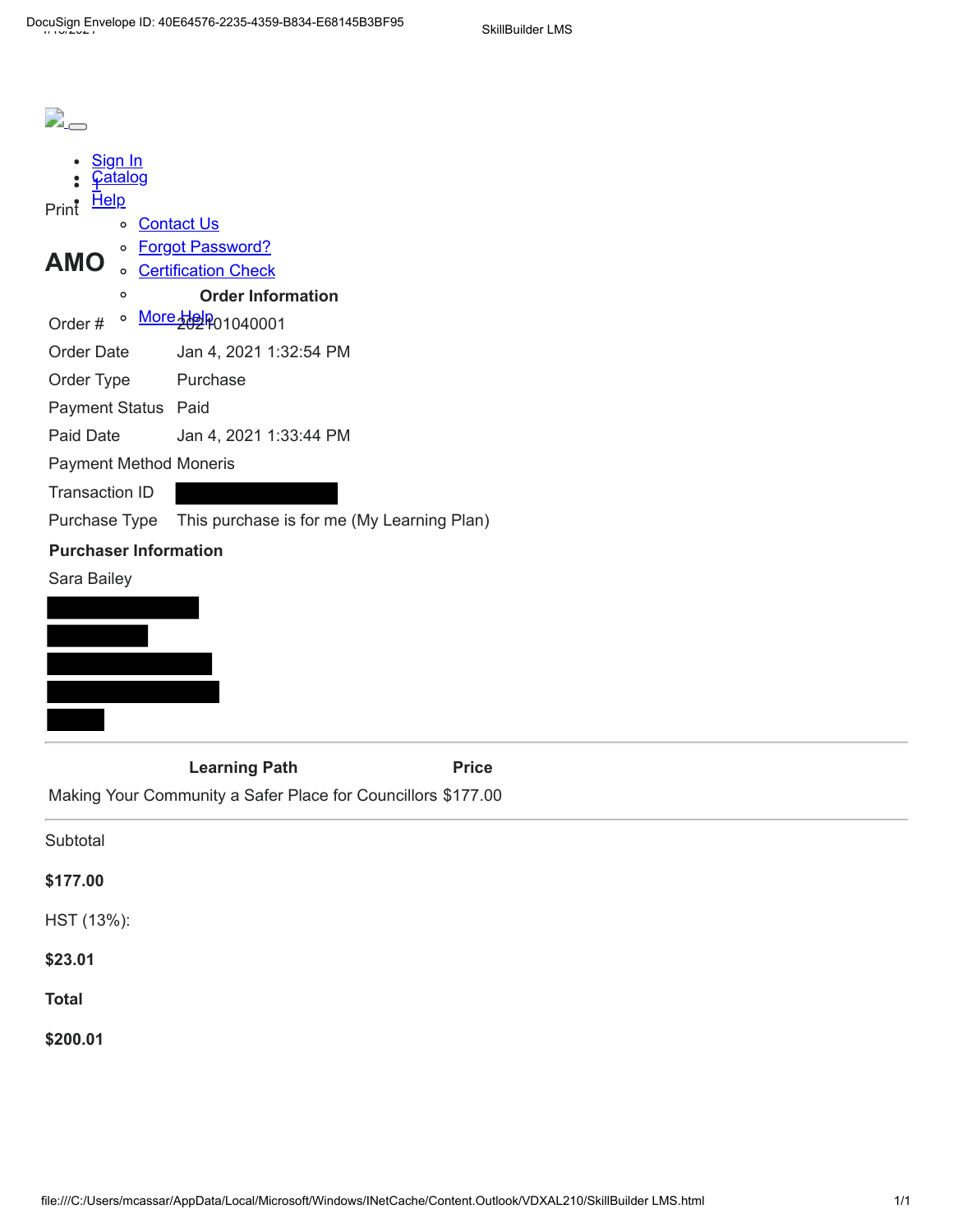- Sign In
- Catalog
- Help
  - Contact Us
  - Forgot Password?
  - Certification Check
  - More Help

Print

# AMO

**Order Information**

| | |
|---|---|
| Order # | 202101040001 |
| Order Date | Jan 4, 2021 1:32:54 PM |
| Order Type | Purchase |
| Payment Status | Paid |
| Paid Date | Jan 4, 2021 1:33:44 PM |
| Payment Method | Moneris |
| Transaction ID | |
| Purchase Type | This purchase is for me (My Learning Plan) |

**Purchaser Information**

Sara Bailey

---

| Learning Path | Price |
|---|---|
| Making Your Community a Safer Place for Councillors | $177.00 |

---

Subtotal

**$177.00**

HST (13%):

**$23.01**

**Total**

**$200.01**